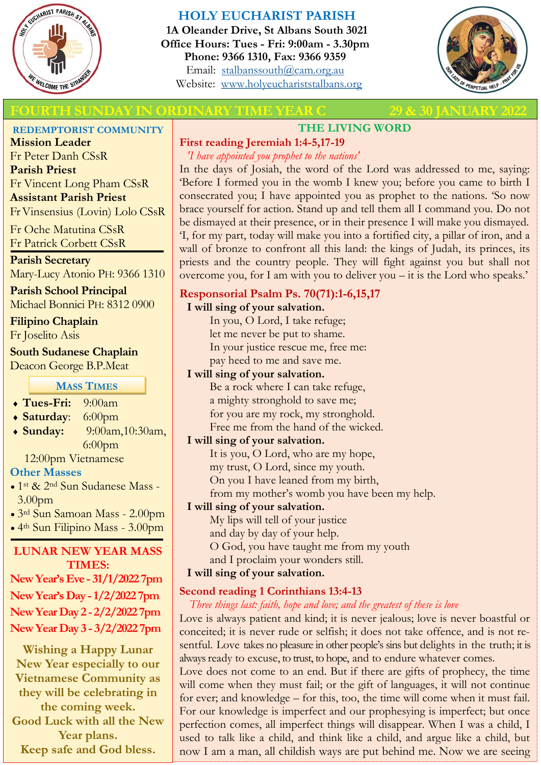# HOLY EUCHARIST PARISH

**1A Oleander Drive, St Albans South 3021**
**Office Hours: Tues - Fri: 9:00am - 3.30pm**
**Phone: 9366 1310, Fax: 9366 9359**
Email: stalbanssouth@cam.org.au
Website: www.holyeucharriststalbans.org

## FOURTH SUNDAY IN ORDINARY TIME YEAR C — 29 & 30 JANUARY 2022

### REDEMPTORIST COMMUNITY

**Mission Leader**
Fr Peter Danh CSsR

**Parish Priest**
Fr Vincent Long Pham CSsR

**Assistant Parish Priest**
Fr Vinsensius (Lovin) Lolo CSsR

Fr Oche Matutina CSsR
Fr Patrick Corbett CSsR

**Parish Secretary**
Mary-Lucy Atonio PH: 9366 1310

**Parish School Principal**
Michael Bonnici PH: 8312 0900

**Filipino Chaplain**
Fr Joselito Asis

**South Sudanese Chaplain**
Deacon George B.P.Meat

### MASS TIMES

- **Tues-Fri:** 9:00am
- **Saturday**: 6:00pm
- **Sunday:** 9:00am,10:30am, 6:00pm

12:00pm Vietnamese

**Other Masses**

- 1st & 2nd Sun Sudanese Mass - 3.00pm
- 3rd Sun Samoan Mass - 2.00pm
- 4th Sun Filipino Mass - 3.00pm

### LUNAR NEW YEAR MASS TIMES:

New Year's Eve - 31/1/2022 7pm
New Year's Day - 1/2/2022 7pm
New Year Day 2 - 2/2/2022 7pm
New Year Day 3 - 3/2/2022 7pm

**Wishing a Happy Lunar New Year especially to our Vietnamese Community as they will be celebrating in the coming week. Good Luck with all the New Year plans. Keep safe and God bless.**

## THE LIVING WORD

### First reading Jeremiah 1:4-5,17-19

*'I have appointed you prophet to the nations'*

In the days of Josiah, the word of the Lord was addressed to me, saying: 'Before I formed you in the womb I knew you; before you came to birth I consecrated you; I have appointed you as prophet to the nations. 'So now brace yourself for action. Stand up and tell them all I command you. Do not be dismayed at their presence, or in their presence I will make you dismayed. 'I, for my part, today will make you into a fortified city, a pillar of iron, and a wall of bronze to confront all this land: the kings of Judah, its princes, its priests and the country people. They will fight against you but shall not overcome you, for I am with you to deliver you – it is the Lord who speaks.'

### Responsorial Psalm Ps. 70(71):1-6,15,17

**I will sing of your salvation.**

In you, O Lord, I take refuge;
let me never be put to shame.
In your justice rescue me, free me:
pay heed to me and save me.

**I will sing of your salvation.**

Be a rock where I can take refuge,
a mighty stronghold to save me;
for you are my rock, my stronghold.
Free me from the hand of the wicked.

**I will sing of your salvation.**

It is you, O Lord, who are my hope,
my trust, O Lord, since my youth.
On you I have leaned from my birth,
from my mother's womb you have been my help.

**I will sing of your salvation.**

My lips will tell of your justice
and day by day of your help.
O God, you have taught me from my youth
and I proclaim your wonders still.

**I will sing of your salvation.**

### Second reading 1 Corinthians 13:4-13

*Three things last: faith, hope and love; and the greatest of these is love*

Love is always patient and kind; it is never jealous; love is never boastful or conceited; it is never rude or selfish; it does not take offence, and is not resentful. Love takes no pleasure in other people's sins but delights in the truth; it is always ready to excuse, to trust, to hope, and to endure whatever comes.

Love does not come to an end. But if there are gifts of prophecy, the time will come when they must fail; or the gift of languages, it will not continue for ever; and knowledge – for this, too, the time will come when it must fail. For our knowledge is imperfect and our prophesying is imperfect; but once perfection comes, all imperfect things will disappear. When I was a child, I used to talk like a child, and think like a child, and argue like a child, but now I am a man, all childish ways are put behind me. Now we are seeing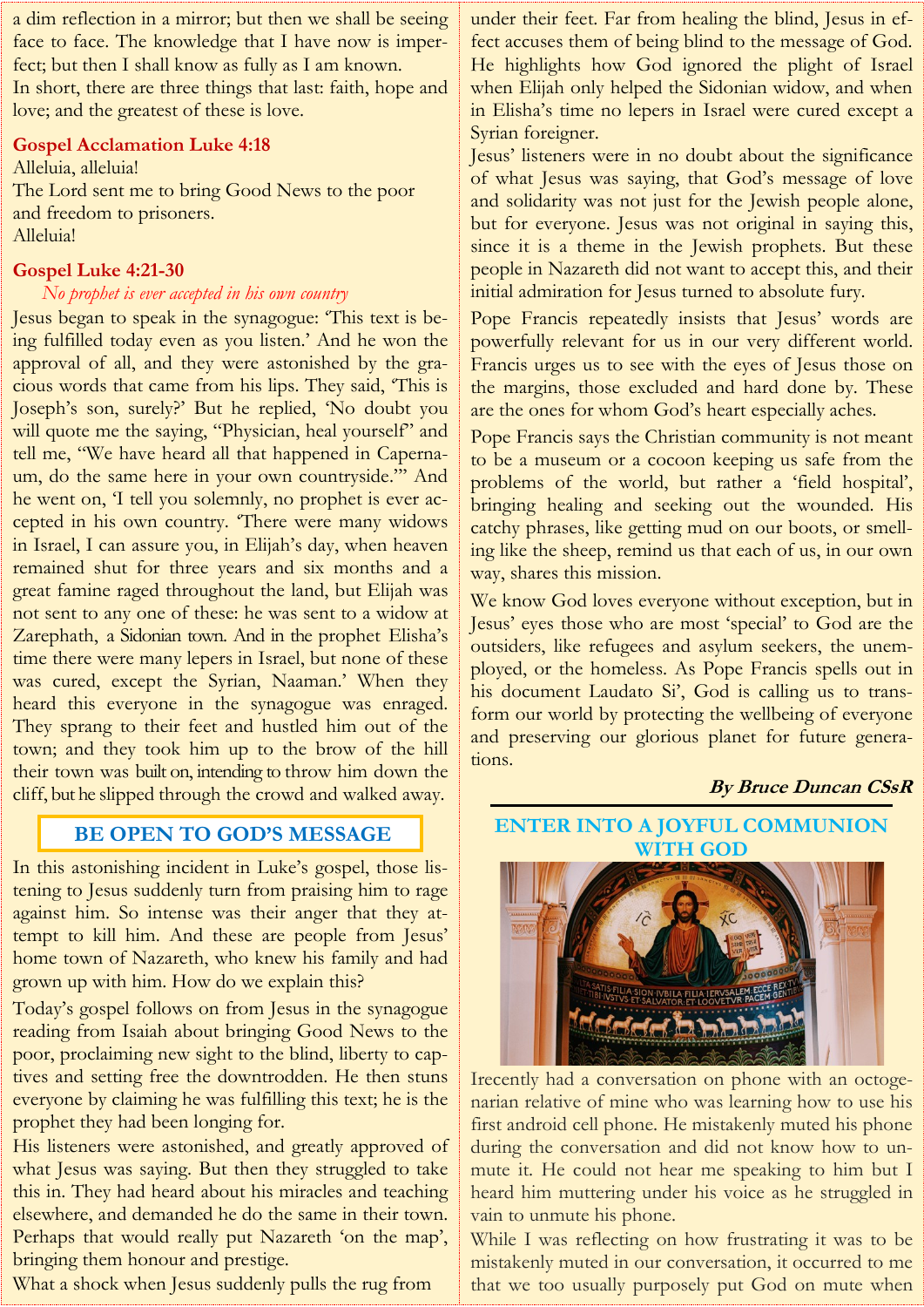a dim reflection in a mirror; but then we shall be seeing face to face. The knowledge that I have now is imperfect; but then I shall know as fully as I am known.
In short, there are three things that last: faith, hope and love; and the greatest of these is love.

**Gospel Acclamation Luke 4:18**

Alleluia, alleluia!
The Lord sent me to bring Good News to the poor and freedom to prisoners.
Alleluia!

**Gospel Luke 4:21-30**

*No prophet is ever accepted in his own country*

Jesus began to speak in the synagogue: 'This text is being fulfilled today even as you listen.' And he won the approval of all, and they were astonished by the gracious words that came from his lips. They said, 'This is Joseph's son, surely?' But he replied, 'No doubt you will quote me the saying, "Physician, heal yourself" and tell me, "We have heard all that happened in Capernaum, do the same here in your own countryside."' And he went on, 'I tell you solemnly, no prophet is ever accepted in his own country. 'There were many widows in Israel, I can assure you, in Elijah's day, when heaven remained shut for three years and six months and a great famine raged throughout the land, but Elijah was not sent to any one of these: he was sent to a widow at Zarephath, a Sidonian town. And in the prophet Elisha's time there were many lepers in Israel, but none of these was cured, except the Syrian, Naaman.' When they heard this everyone in the synagogue was enraged. They sprang to their feet and hustled him out of the town; and they took him up to the brow of the hill their town was built on, intending to throw him down the cliff, but he slipped through the crowd and walked away.

## BE OPEN TO GOD'S MESSAGE

In this astonishing incident in Luke's gospel, those listening to Jesus suddenly turn from praising him to rage against him. So intense was their anger that they attempt to kill him. And these are people from Jesus' home town of Nazareth, who knew his family and had grown up with him. How do we explain this?

Today's gospel follows on from Jesus in the synagogue reading from Isaiah about bringing Good News to the poor, proclaiming new sight to the blind, liberty to captives and setting free the downtrodden. He then stuns everyone by claiming he was fulfilling this text; he is the prophet they had been longing for.

His listeners were astonished, and greatly approved of what Jesus was saying. But then they struggled to take this in. They had heard about his miracles and teaching elsewhere, and demanded he do the same in their town. Perhaps that would really put Nazareth 'on the map', bringing them honour and prestige.

What a shock when Jesus suddenly pulls the rug from under their feet. Far from healing the blind, Jesus in effect accuses them of being blind to the message of God. He highlights how God ignored the plight of Israel when Elijah only helped the Sidonian widow, and when in Elisha's time no lepers in Israel were cured except a Syrian foreigner.

Jesus' listeners were in no doubt about the significance of what Jesus was saying, that God's message of love and solidarity was not just for the Jewish people alone, but for everyone. Jesus was not original in saying this, since it is a theme in the Jewish prophets. But these people in Nazareth did not want to accept this, and their initial admiration for Jesus turned to absolute fury.

Pope Francis repeatedly insists that Jesus' words are powerfully relevant for us in our very different world. Francis urges us to see with the eyes of Jesus those on the margins, those excluded and hard done by. These are the ones for whom God's heart especially aches.

Pope Francis says the Christian community is not meant to be a museum or a cocoon keeping us safe from the problems of the world, but rather a 'field hospital', bringing healing and seeking out the wounded. His catchy phrases, like getting mud on our boots, or smelling like the sheep, remind us that each of us, in our own way, shares this mission.

We know God loves everyone without exception, but in Jesus' eyes those who are most 'special' to God are the outsiders, like refugees and asylum seekers, the unemployed, or the homeless. As Pope Francis spells out in his document Laudato Si', God is calling us to transform our world by protecting the wellbeing of everyone and preserving our glorious planet for future generations.

***By Bruce Duncan CSsR***

## ENTER INTO A JOYFUL COMMUNION WITH GOD

Irecently had a conversation on phone with an octogenarian relative of mine who was learning how to use his first android cell phone. He mistakenly muted his phone during the conversation and did not know how to unmute it. He could not hear me speaking to him but I heard him muttering under his voice as he struggled in vain to unmute his phone.

While I was reflecting on how frustrating it was to be mistakenly muted in our conversation, it occurred to me that we too usually purposely put God on mute when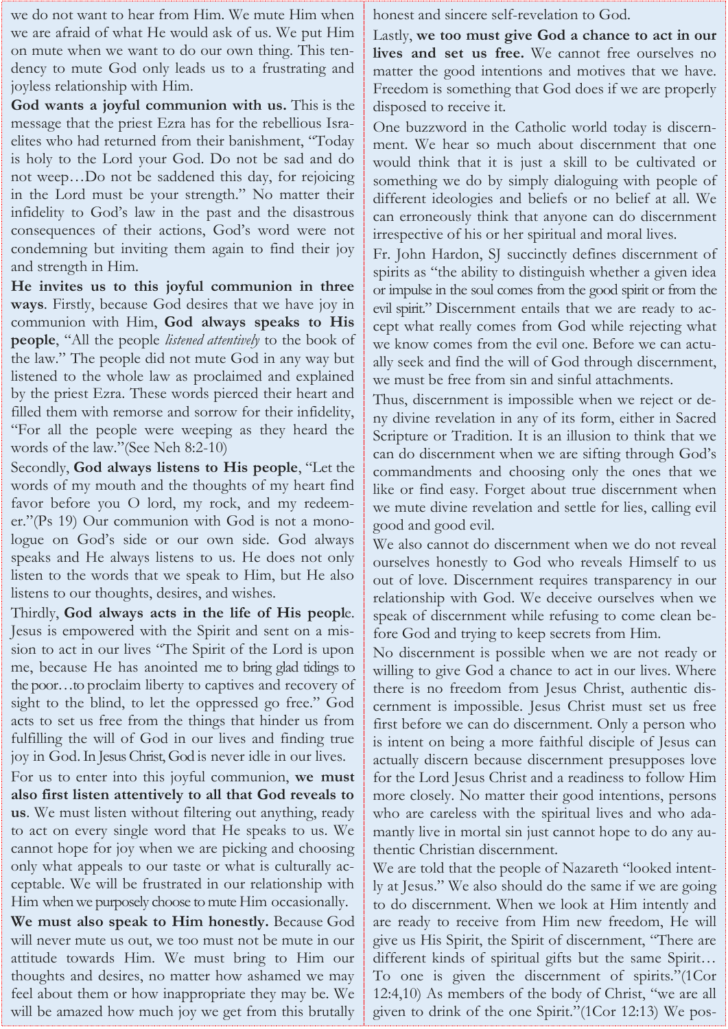we do not want to hear from Him. We mute Him when we are afraid of what He would ask of us. We put Him on mute when we want to do our own thing. This tendency to mute God only leads us to a frustrating and joyless relationship with Him.

**God wants a joyful communion with us.** This is the message that the priest Ezra has for the rebellious Israelites who had returned from their banishment, "Today is holy to the Lord your God. Do not be sad and do not weep…Do not be saddened this day, for rejoicing in the Lord must be your strength." No matter their infidelity to God's law in the past and the disastrous consequences of their actions, God's word were not condemning but inviting them again to find their joy and strength in Him.

**He invites us to this joyful communion in three ways**. Firstly, because God desires that we have joy in communion with Him, **God always speaks to His people**, "All the people *listened attentively* to the book of the law." The people did not mute God in any way but listened to the whole law as proclaimed and explained by the priest Ezra. These words pierced their heart and filled them with remorse and sorrow for their infidelity, "For all the people were weeping as they heard the words of the law."(See Neh 8:2-10)

Secondly, **God always listens to His people**, "Let the words of my mouth and the thoughts of my heart find favor before you O lord, my rock, and my redeemer."(Ps 19) Our communion with God is not a monologue on God's side or our own side. God always speaks and He always listens to us. He does not only listen to the words that we speak to Him, but He also listens to our thoughts, desires, and wishes.

Thirdly, **God always acts in the life of His people**. Jesus is empowered with the Spirit and sent on a mission to act in our lives "The Spirit of the Lord is upon me, because He has anointed me to bring glad tidings to the poor…to proclaim liberty to captives and recovery of sight to the blind, to let the oppressed go free." God acts to set us free from the things that hinder us from fulfilling the will of God in our lives and finding true joy in God. In Jesus Christ, God is never idle in our lives.

For us to enter into this joyful communion, **we must also first listen attentively to all that God reveals to us**. We must listen without filtering out anything, ready to act on every single word that He speaks to us. We cannot hope for joy when we are picking and choosing only what appeals to our taste or what is culturally acceptable. We will be frustrated in our relationship with Him when we purposely choose to mute Him occasionally.

**We must also speak to Him honestly.** Because God will never mute us out, we too must not be mute in our attitude towards Him. We must bring to Him our thoughts and desires, no matter how ashamed we may feel about them or how inappropriate they may be. We will be amazed how much joy we get from this brutally honest and sincere self-revelation to God.

Lastly, **we too must give God a chance to act in our lives and set us free.** We cannot free ourselves no matter the good intentions and motives that we have. Freedom is something that God does if we are properly disposed to receive it.

One buzzword in the Catholic world today is discernment. We hear so much about discernment that one would think that it is just a skill to be cultivated or something we do by simply dialoguing with people of different ideologies and beliefs or no belief at all. We can erroneously think that anyone can do discernment irrespective of his or her spiritual and moral lives.

Fr. John Hardon, SJ succinctly defines discernment of spirits as "the ability to distinguish whether a given idea or impulse in the soul comes from the good spirit or from the evil spirit." Discernment entails that we are ready to accept what really comes from God while rejecting what we know comes from the evil one. Before we can actually seek and find the will of God through discernment, we must be free from sin and sinful attachments.

Thus, discernment is impossible when we reject or deny divine revelation in any of its form, either in Sacred Scripture or Tradition. It is an illusion to think that we can do discernment when we are sifting through God's commandments and choosing only the ones that we like or find easy. Forget about true discernment when we mute divine revelation and settle for lies, calling evil good and good evil.

We also cannot do discernment when we do not reveal ourselves honestly to God who reveals Himself to us out of love. Discernment requires transparency in our relationship with God. We deceive ourselves when we speak of discernment while refusing to come clean before God and trying to keep secrets from Him.

No discernment is possible when we are not ready or willing to give God a chance to act in our lives. Where there is no freedom from Jesus Christ, authentic discernment is impossible. Jesus Christ must set us free first before we can do discernment. Only a person who is intent on being a more faithful disciple of Jesus can actually discern because discernment presupposes love for the Lord Jesus Christ and a readiness to follow Him more closely. No matter their good intentions, persons who are careless with the spiritual lives and who adamantly live in mortal sin just cannot hope to do any authentic Christian discernment.

We are told that the people of Nazareth "looked intently at Jesus." We also should do the same if we are going to do discernment. When we look at Him intently and are ready to receive from Him new freedom, He will give us His Spirit, the Spirit of discernment, "There are different kinds of spiritual gifts but the same Spirit… To one is given the discernment of spirits."(1Cor 12:4,10) As members of the body of Christ, "we are all given to drink of the one Spirit."(1Cor 12:13) We pos-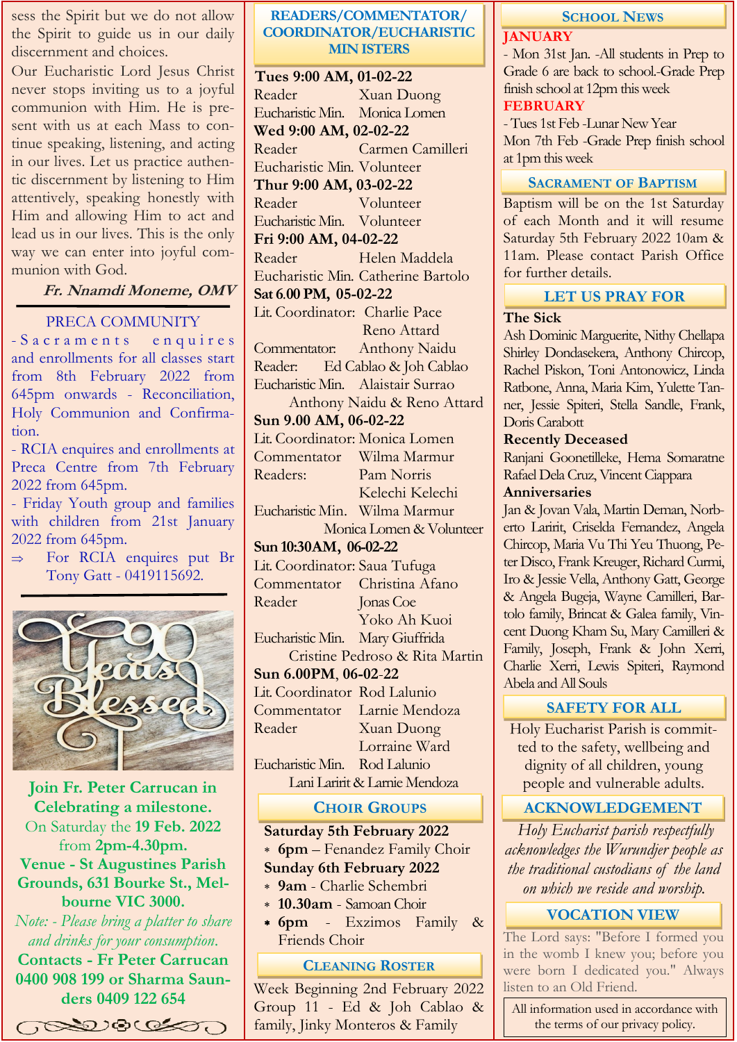sess the Spirit but we do not allow the Spirit to guide us in our daily discernment and choices.

Our Eucharistic Lord Jesus Christ never stops inviting us to a joyful communion with Him. He is present with us at each Mass to continue speaking, listening, and acting in our lives. Let us practice authentic discernment by listening to Him attentively, speaking honestly with Him and allowing Him to act and lead us in our lives. This is the only way we can enter into joyful communion with God.

***Fr. Nnamdi Moneme, OMV***

## PRECA COMMUNITY

- Sacraments enquires and enrollments for all classes start from 8th February 2022 from 645pm onwards - Reconciliation, Holy Communion and Confirmation.
- RCIA enquires and enrollments at Preca Centre from 7th February 2022 from 645pm.
- Friday Youth group and families with children from 21st January 2022 from 645pm.

⇒ For RCIA enquires put Br Tony Gatt - 0419115692.

**Join Fr. Peter Carrucan in Celebrating a milestone.**

On Saturday the **19 Feb. 2022** from **2pm-4.30pm.**

**Venue - St Augustines Parish Grounds, 631 Bourke St., Melbourne VIC 3000.**

*Note: - Please bring a platter to share and drinks for your consumption.*

**Contacts - Fr Peter Carrucan 0400 908 199 or Sharma Saunders 0409 122 654**

## READERS/COMMENTATOR/COORDINATOR/EUCHARISTIC MINISTERS

**Tues 9:00 AM, 01-02-22**
Reader — Xuan Duong
Eucharistic Min. — Monica Lomen

**Wed 9:00 AM, 02-02-22**
Reader — Carmen Camilleri
Eucharistic Min. — Volunteer

**Thur 9:00 AM, 03-02-22**
Reader — Volunteer
Eucharistic Min. — Volunteer

**Fri 9:00 AM, 04-02-22**
Reader — Helen Maddela
Eucharistic Min. — Catherine Bartolo

**Sat 6.00 PM, 05-02-22**
Lit. Coordinator: — Charlie Pace, Reno Attard
Commentator: — Anthony Naidu
Reader: — Ed Cablao & Joh Cablao
Eucharistic Min. — Alaistair Surrao, Anthony Naidu & Reno Attard

**Sun 9.00 AM, 06-02-22**
Lit. Coordinator: — Monica Lomen
Commentator — Wilma Marmur
Readers: — Pam Norris, Kelechi Kelechi
Eucharistic Min. — Wilma Marmur, Monica Lomen & Volunteer

**Sun 10:30AM, 06-02-22**
Lit. Coordinator: — Saua Tufuga
Commentator — Christina Afano
Reader — Jonas Coe, Yoko Ah Kuoi
Eucharistic Min. — Mary Giuffrida, Cristine Pedroso & Rita Martin

**Sun 6.00PM, 06-02-22**
Lit. Coordinator — Rod Lalunio
Commentator — Larnie Mendoza
Reader — Xuan Duong, Lorraine Ward
Eucharistic Min. — Rod Lalunio, Lani Laririt & Larnie Mendoza

## CHOIR GROUPS

**Saturday 5th February 2022**
- **6pm** – Fenandez Family Choir

**Sunday 6th February 2022**
- **9am** - Charlie Schembri
- **10.30am** - Samoan Choir
- **6pm** - Exzimos Family & Friends Choir

## CLEANING ROSTER

Week Beginning 2nd February 2022 Group 11 - Ed & Joh Cablao & family, Jinky Monteros & Family

## SCHOOL NEWS

**JANUARY**
- Mon 31st Jan. -All students in Prep to Grade 6 are back to school.-Grade Prep finish school at 12pm this week

**FEBRUARY**
- Tues 1st Feb -Lunar New Year

Mon 7th Feb -Grade Prep finish school at 1pm this week

## SACRAMENT OF BAPTISM

Baptism will be on the 1st Saturday of each Month and it will resume Saturday 5th February 2022 10am & 11am. Please contact Parish Office for further details.

## LET US PRAY FOR

**The Sick**
Ash Dominic Marguerite, Nithy Chellapa Shirley Dondasekera, Anthony Chircop, Rachel Piskon, Toni Antonowicz, Linda Ratbone, Anna, Maria Kim, Yulette Tanner, Jessie Spiteri, Stella Sandle, Frank, Doris Carabott

**Recently Deceased**
Ranjani Goonetilleke, Hema Somaratne Rafael Dela Cruz, Vincent Ciappara

**Anniversaries**
Jan & Jovan Vala, Martin Deman, Norberto Laririt, Criselda Fernandez, Angela Chircop, Maria Vu Thi Yeu Thuong, Peter Disco, Frank Kreuger, Richard Curmi, Iro & Jessie Vella, Anthony Gatt, George & Angela Bugeja, Wayne Camilleri, Bartolo family, Brincat & Galea family, Vincent Duong Kham Su, Mary Camilleri & Family, Joseph, Frank & John Xerri, Charlie Xerri, Lewis Spiteri, Raymond Abela and All Souls

## SAFETY FOR ALL

Holy Eucharist Parish is committed to the safety, wellbeing and dignity of all children, young people and vulnerable adults.

## ACKNOWLEDGEMENT

*Holy Eucharist parish respectfully acknowledges the Wurundjer people as the traditional custodians of the land on which we reside and worship.*

## VOCATION VIEW

The Lord says: "Before I formed you in the womb I knew you; before you were born I dedicated you." Always listen to an Old Friend.

All information used in accordance with the terms of our privacy policy.